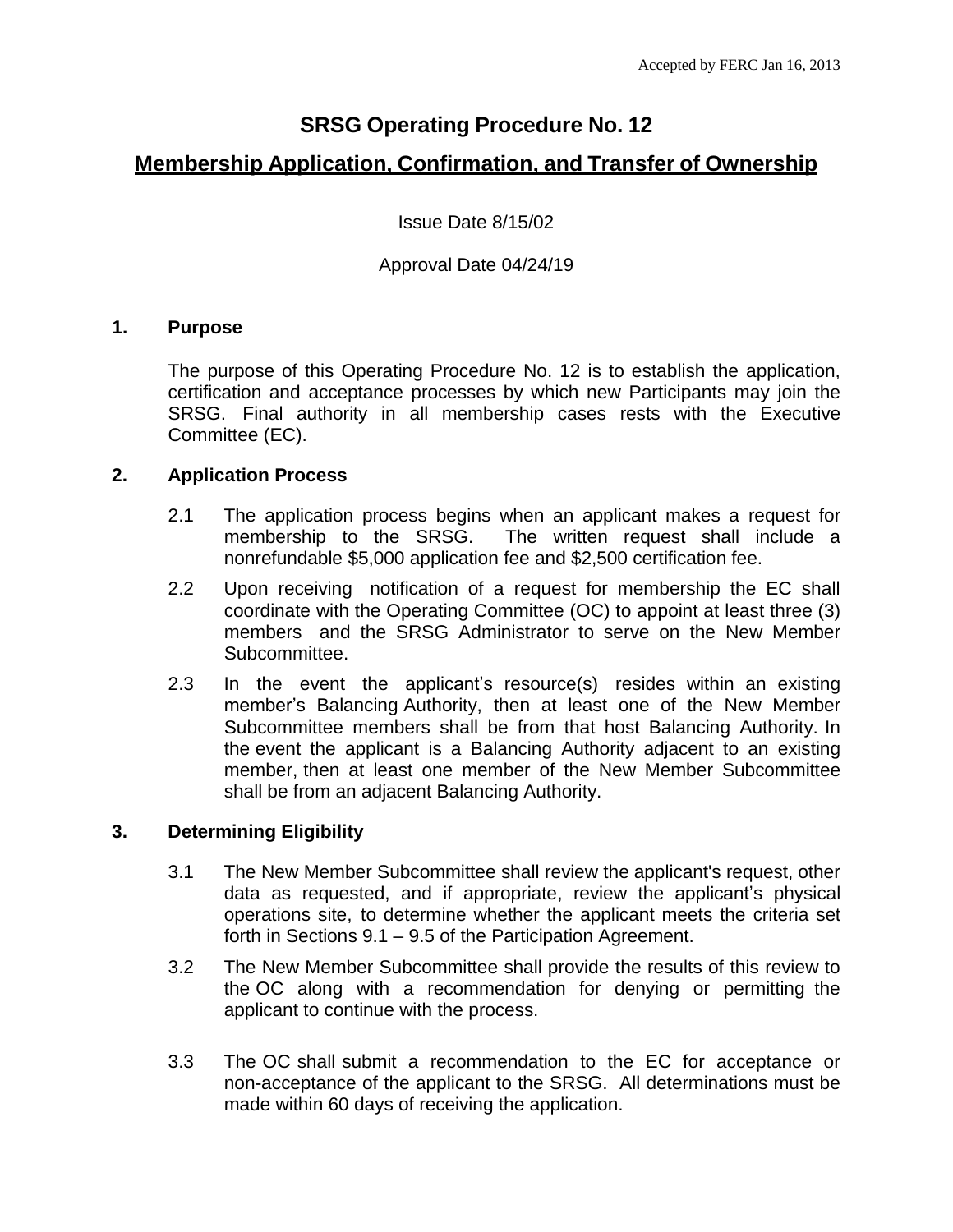Accepted by FERC Jan 16, 2013

# SRSG Operating Procedure No. 12

## Membership Application, Confirmation, and Transfer of Ownership

Issue Date 8/15/02

Approval Date 04/24/19

### 1. Purpose

The purpose of this Operating Procedure No. 12 is to establish the application, certification and acceptance processes by which new Participants may join the SRSG. Final authority in all membership cases rests with the Executive Committee (EC).

### 2. Application Process

2.1 The application process begins when an applicant makes a request for membership to the SRSG. The written request shall include a nonrefundable $5,000 application fee and $2,500 certification fee.

2.2 Upon receiving notification of a request for membership the EC shall coordinate with the Operating Committee (OC) to appoint at least three (3) members and the SRSG Administrator to serve on the New Member Subcommittee.

2.3 In the event the applicant's resource(s) resides within an existing member's Balancing Authority, then at least one of the New Member Subcommittee members shall be from that host Balancing Authority. In the event the applicant is a Balancing Authority adjacent to an existing member, then at least one member of the New Member Subcommittee shall be from an adjacent Balancing Authority.

### 3. Determining Eligibility

3.1 The New Member Subcommittee shall review the applicant's request, other data as requested, and if appropriate, review the applicant's physical operations site, to determine whether the applicant meets the criteria set forth in Sections 9.1 – 9.5 of the Participation Agreement.

3.2 The New Member Subcommittee shall provide the results of this review to the OC along with a recommendation for denying or permitting the applicant to continue with the process.

3.3 The OC shall submit a recommendation to the EC for acceptance or non-acceptance of the applicant to the SRSG. All determinations must be made within 60 days of receiving the application.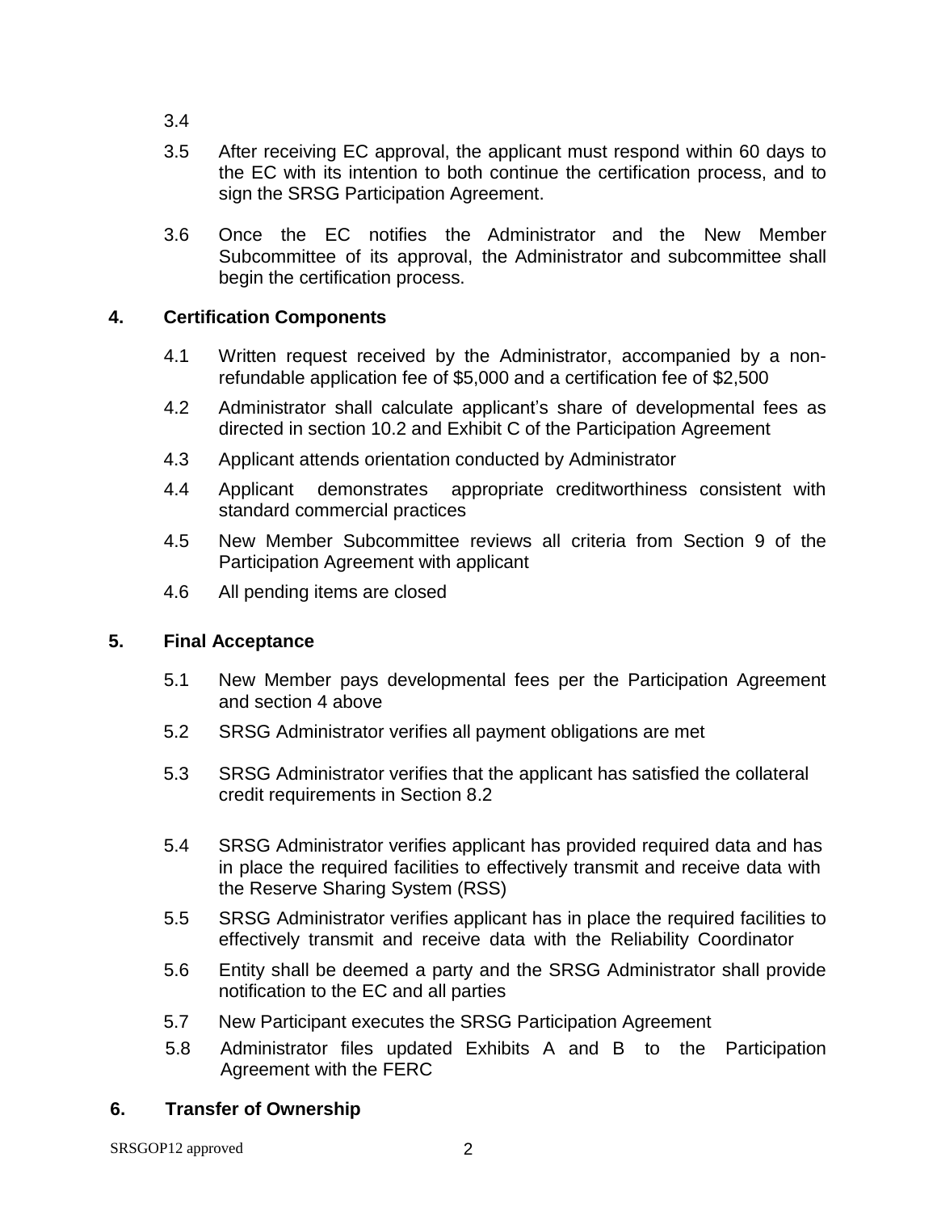3.4

3.5 After receiving EC approval, the applicant must respond within 60 days to the EC with its intention to both continue the certification process, and to sign the SRSG Participation Agreement.

3.6 Once the EC notifies the Administrator and the New Member Subcommittee of its approval, the Administrator and subcommittee shall begin the certification process.

## 4. Certification Components

4.1 Written request received by the Administrator, accompanied by a non-refundable application fee of $5,000 and a certification fee of $2,500

4.2 Administrator shall calculate applicant's share of developmental fees as directed in section 10.2 and Exhibit C of the Participation Agreement

4.3 Applicant attends orientation conducted by Administrator

4.4 Applicant demonstrates appropriate creditworthiness consistent with standard commercial practices

4.5 New Member Subcommittee reviews all criteria from Section 9 of the Participation Agreement with applicant

4.6 All pending items are closed

## 5. Final Acceptance

5.1 New Member pays developmental fees per the Participation Agreement and section 4 above

5.2 SRSG Administrator verifies all payment obligations are met

5.3 SRSG Administrator verifies that the applicant has satisfied the collateral credit requirements in Section 8.2

5.4 SRSG Administrator verifies applicant has provided required data and has in place the required facilities to effectively transmit and receive data with the Reserve Sharing System (RSS)

5.5 SRSG Administrator verifies applicant has in place the required facilities to effectively transmit and receive data with the Reliability Coordinator

5.6 Entity shall be deemed a party and the SRSG Administrator shall provide notification to the EC and all parties

5.7 New Participant executes the SRSG Participation Agreement

5.8 Administrator files updated Exhibits A and B to the Participation Agreement with the FERC

## 6. Transfer of Ownership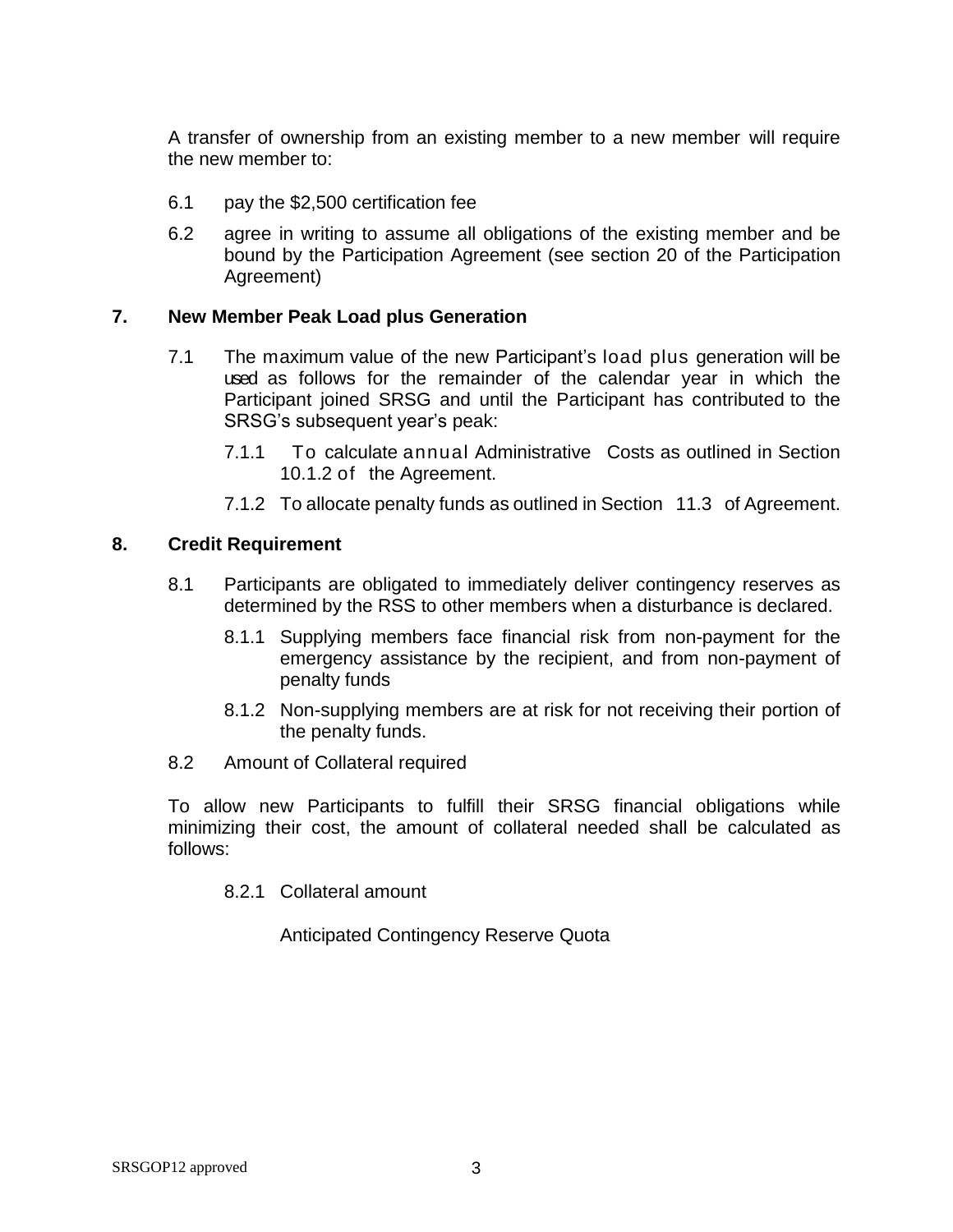A transfer of ownership from an existing member to a new member will require the new member to:

6.1 pay the $2,500 certification fee

6.2 agree in writing to assume all obligations of the existing member and be bound by the Participation Agreement (see section 20 of the Participation Agreement)

## 7. New Member Peak Load plus Generation

7.1 The maximum value of the new Participant's load plus generation will be used as follows for the remainder of the calendar year in which the Participant joined SRSG and until the Participant has contributed to the SRSG's subsequent year's peak:

7.1.1 To calculate annual Administrative Costs as outlined in Section 10.1.2 of the Agreement.

7.1.2 To allocate penalty funds as outlined in Section 11.3 of Agreement.

## 8. Credit Requirement

8.1 Participants are obligated to immediately deliver contingency reserves as determined by the RSS to other members when a disturbance is declared.

8.1.1 Supplying members face financial risk from non-payment for the emergency assistance by the recipient, and from non-payment of penalty funds

8.1.2 Non-supplying members are at risk for not receiving their portion of the penalty funds.

8.2 Amount of Collateral required

To allow new Participants to fulfill their SRSG financial obligations while minimizing their cost, the amount of collateral needed shall be calculated as follows:

8.2.1 Collateral amount

Anticipated Contingency Reserve Quota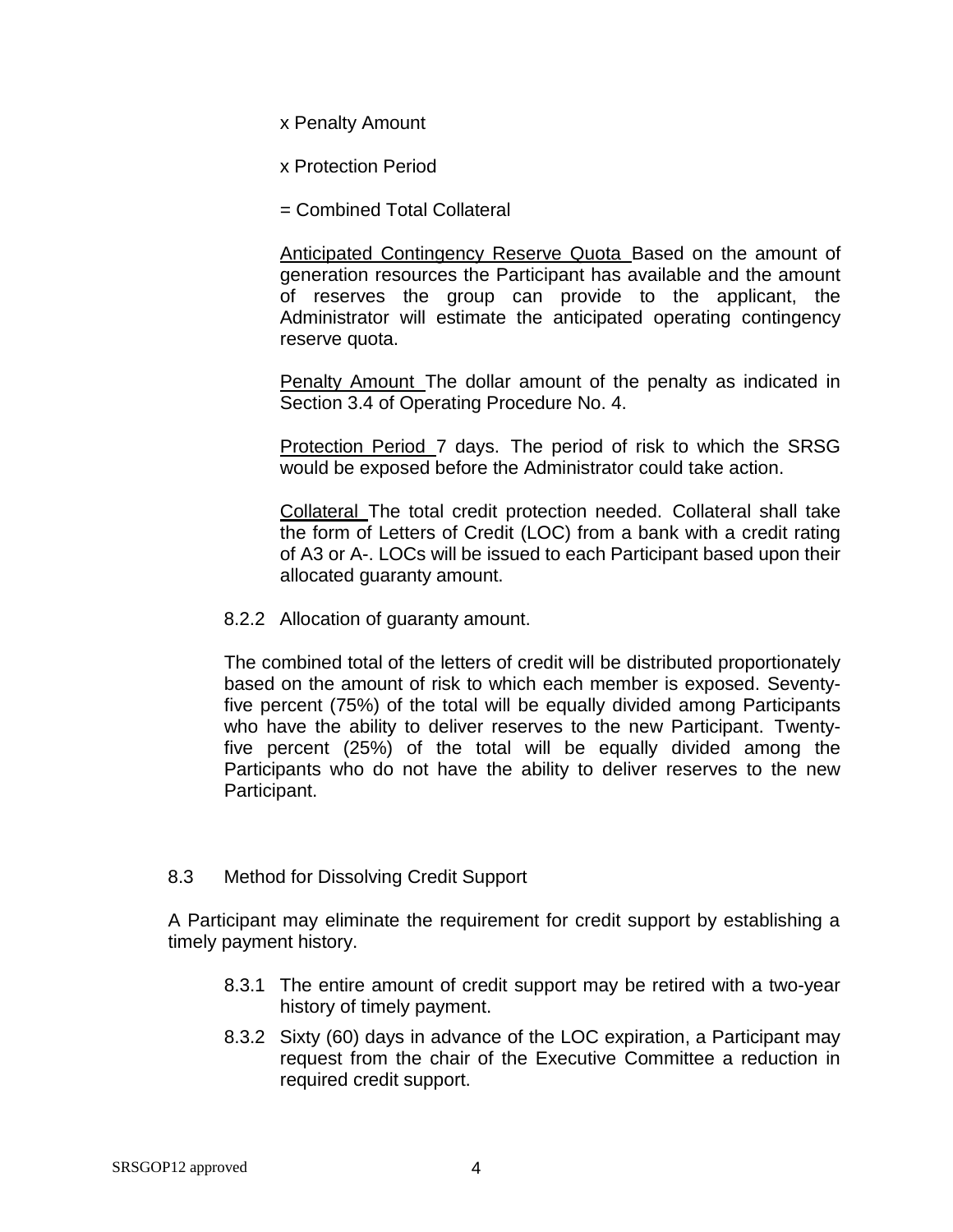x Penalty Amount

x Protection Period

= Combined Total Collateral

Anticipated Contingency Reserve Quota Based on the amount of generation resources the Participant has available and the amount of reserves the group can provide to the applicant, the Administrator will estimate the anticipated operating contingency reserve quota.

Penalty Amount The dollar amount of the penalty as indicated in Section 3.4 of Operating Procedure No. 4.

Protection Period 7 days. The period of risk to which the SRSG would be exposed before the Administrator could take action.

Collateral The total credit protection needed. Collateral shall take the form of Letters of Credit (LOC) from a bank with a credit rating of A3 or A-. LOCs will be issued to each Participant based upon their allocated guaranty amount.

8.2.2 Allocation of guaranty amount.

The combined total of the letters of credit will be distributed proportionately based on the amount of risk to which each member is exposed. Seventy-five percent (75%) of the total will be equally divided among Participants who have the ability to deliver reserves to the new Participant. Twenty-five percent (25%) of the total will be equally divided among the Participants who do not have the ability to deliver reserves to the new Participant.

8.3 Method for Dissolving Credit Support

A Participant may eliminate the requirement for credit support by establishing a timely payment history.

8.3.1 The entire amount of credit support may be retired with a two-year history of timely payment.

8.3.2 Sixty (60) days in advance of the LOC expiration, a Participant may request from the chair of the Executive Committee a reduction in required credit support.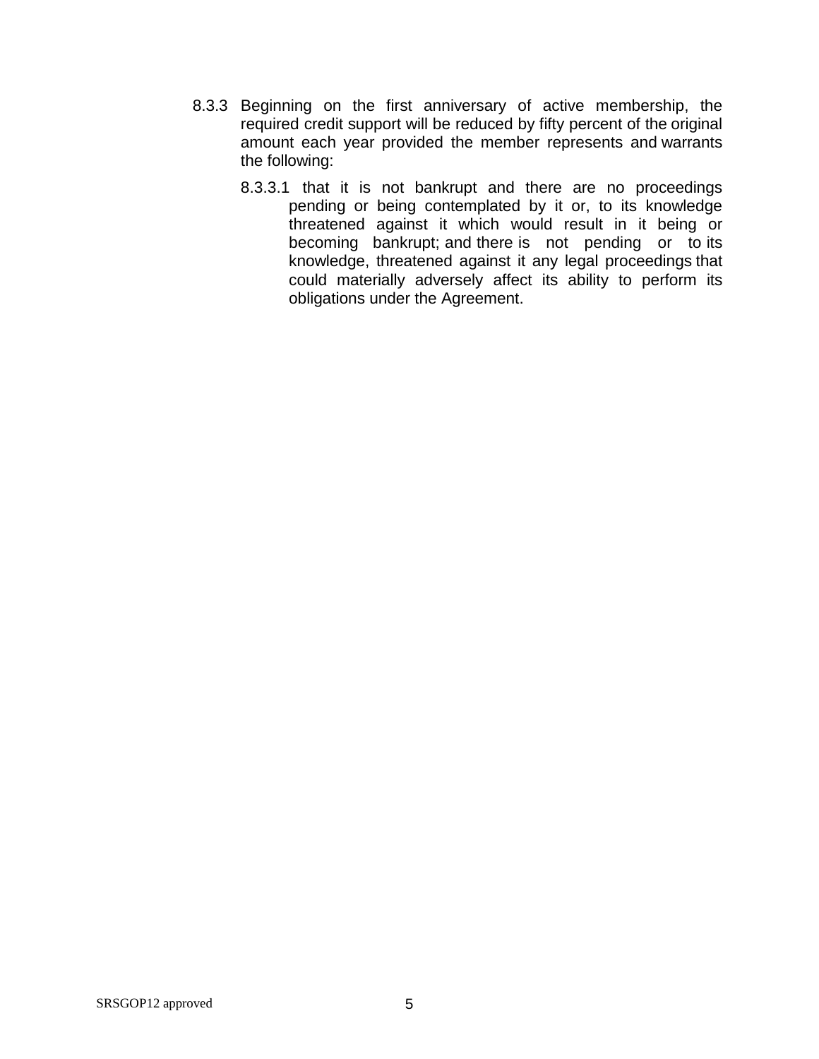8.3.3 Beginning on the first anniversary of active membership, the required credit support will be reduced by fifty percent of the original amount each year provided the member represents and warrants the following:

8.3.3.1 that it is not bankrupt and there are no proceedings pending or being contemplated by it or, to its knowledge threatened against it which would result in it being or becoming bankrupt; and there is not pending or to its knowledge, threatened against it any legal proceedings that could materially adversely affect its ability to perform its obligations under the Agreement.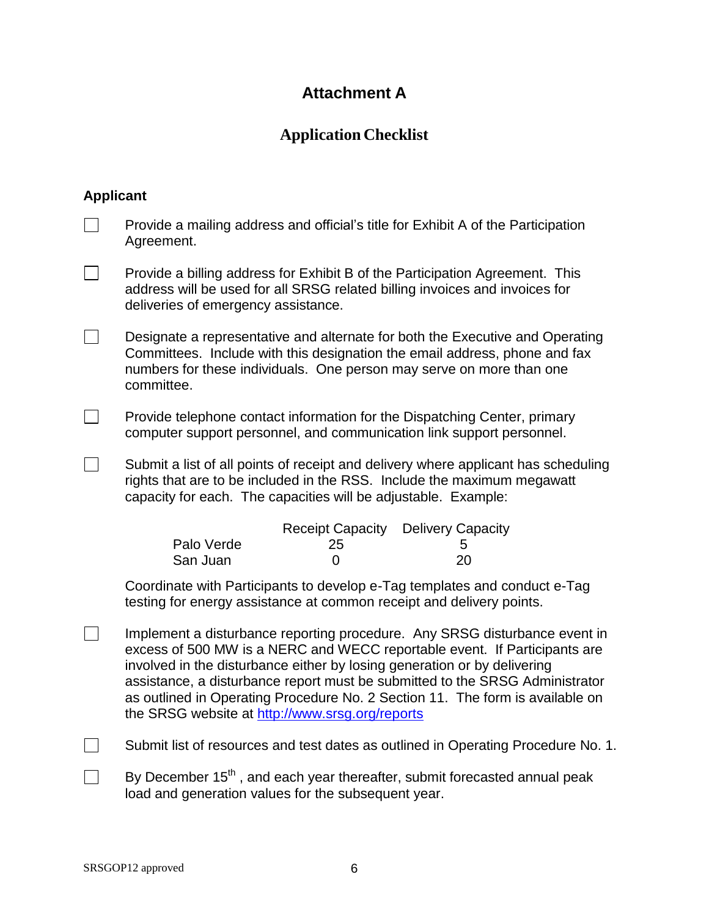# Attachment A

## Application Checklist

### Applicant

- [ ] Provide a mailing address and official's title for Exhibit A of the Participation Agreement.

- [ ] Provide a billing address for Exhibit B of the Participation Agreement. This address will be used for all SRSG related billing invoices and invoices for deliveries of emergency assistance.

- [ ] Designate a representative and alternate for both the Executive and Operating Committees. Include with this designation the email address, phone and fax numbers for these individuals. One person may serve on more than one committee.

- [ ] Provide telephone contact information for the Dispatching Center, primary computer support personnel, and communication link support personnel.

- [ ] Submit a list of all points of receipt and delivery where applicant has scheduling rights that are to be included in the RSS. Include the maximum megawatt capacity for each. The capacities will be adjustable. Example:

  | | Receipt Capacity | Delivery Capacity |
  |---|---|---|
  | Palo Verde | 25 | 5 |
  | San Juan | 0 | 20 |

  Coordinate with Participants to develop e-Tag templates and conduct e-Tag testing for energy assistance at common receipt and delivery points.

- [ ] Implement a disturbance reporting procedure. Any SRSG disturbance event in excess of 500 MW is a NERC and WECC reportable event. If Participants are involved in the disturbance either by losing generation or by delivering assistance, a disturbance report must be submitted to the SRSG Administrator as outlined in Operating Procedure No. 2 Section 11. The form is available on the SRSG website at http://www.srsg.org/reports

- [ ] Submit list of resources and test dates as outlined in Operating Procedure No. 1.

- [ ] By December 15th , and each year thereafter, submit forecasted annual peak load and generation values for the subsequent year.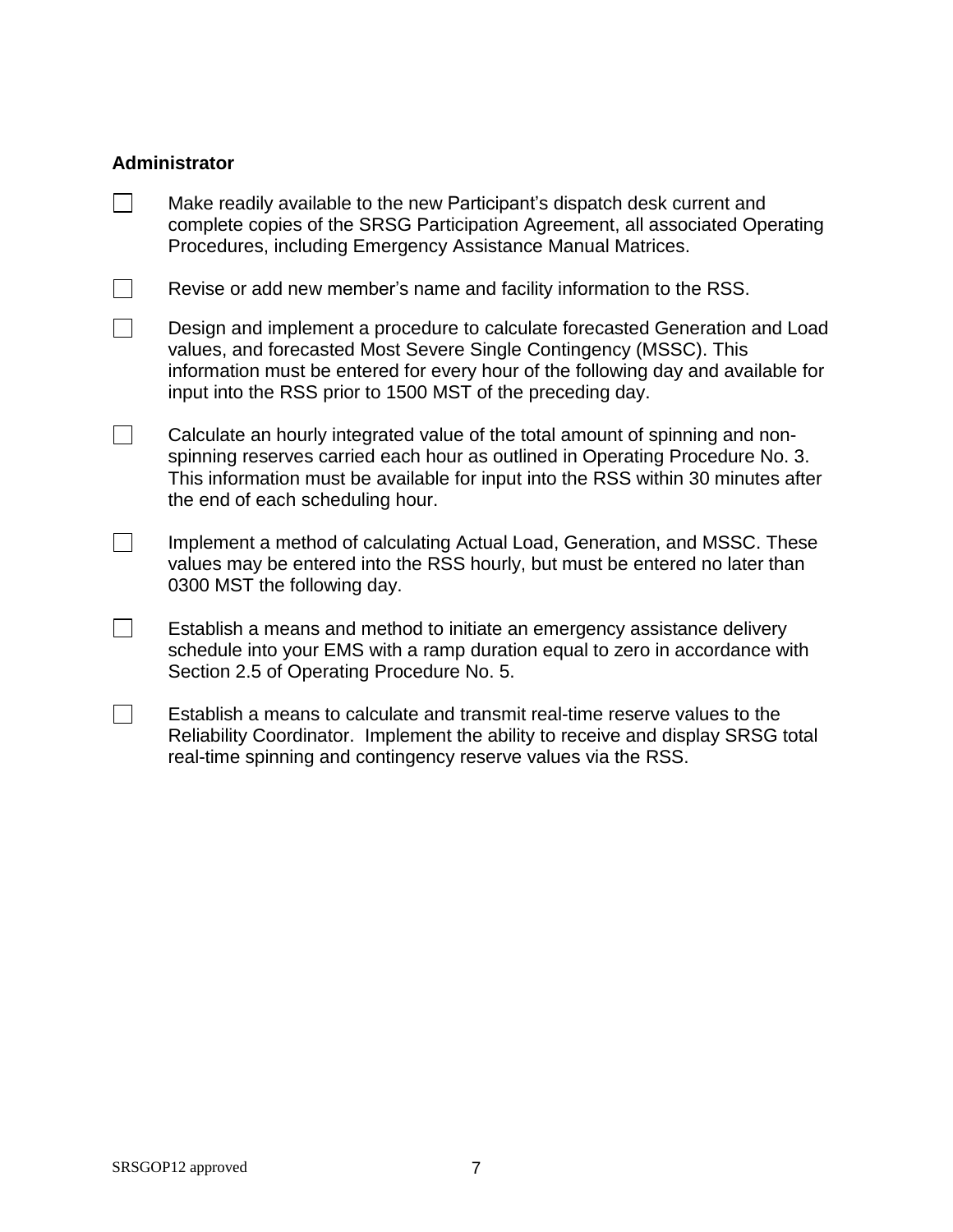**Administrator**

- [ ] Make readily available to the new Participant's dispatch desk current and complete copies of the SRSG Participation Agreement, all associated Operating Procedures, including Emergency Assistance Manual Matrices.
- [ ] Revise or add new member's name and facility information to the RSS.
- [ ] Design and implement a procedure to calculate forecasted Generation and Load values, and forecasted Most Severe Single Contingency (MSSC). This information must be entered for every hour of the following day and available for input into the RSS prior to 1500 MST of the preceding day.
- [ ] Calculate an hourly integrated value of the total amount of spinning and non-spinning reserves carried each hour as outlined in Operating Procedure No. 3. This information must be available for input into the RSS within 30 minutes after the end of each scheduling hour.
- [ ] Implement a method of calculating Actual Load, Generation, and MSSC. These values may be entered into the RSS hourly, but must be entered no later than 0300 MST the following day.
- [ ] Establish a means and method to initiate an emergency assistance delivery schedule into your EMS with a ramp duration equal to zero in accordance with Section 2.5 of Operating Procedure No. 5.
- [ ] Establish a means to calculate and transmit real-time reserve values to the Reliability Coordinator. Implement the ability to receive and display SRSG total real-time spinning and contingency reserve values via the RSS.